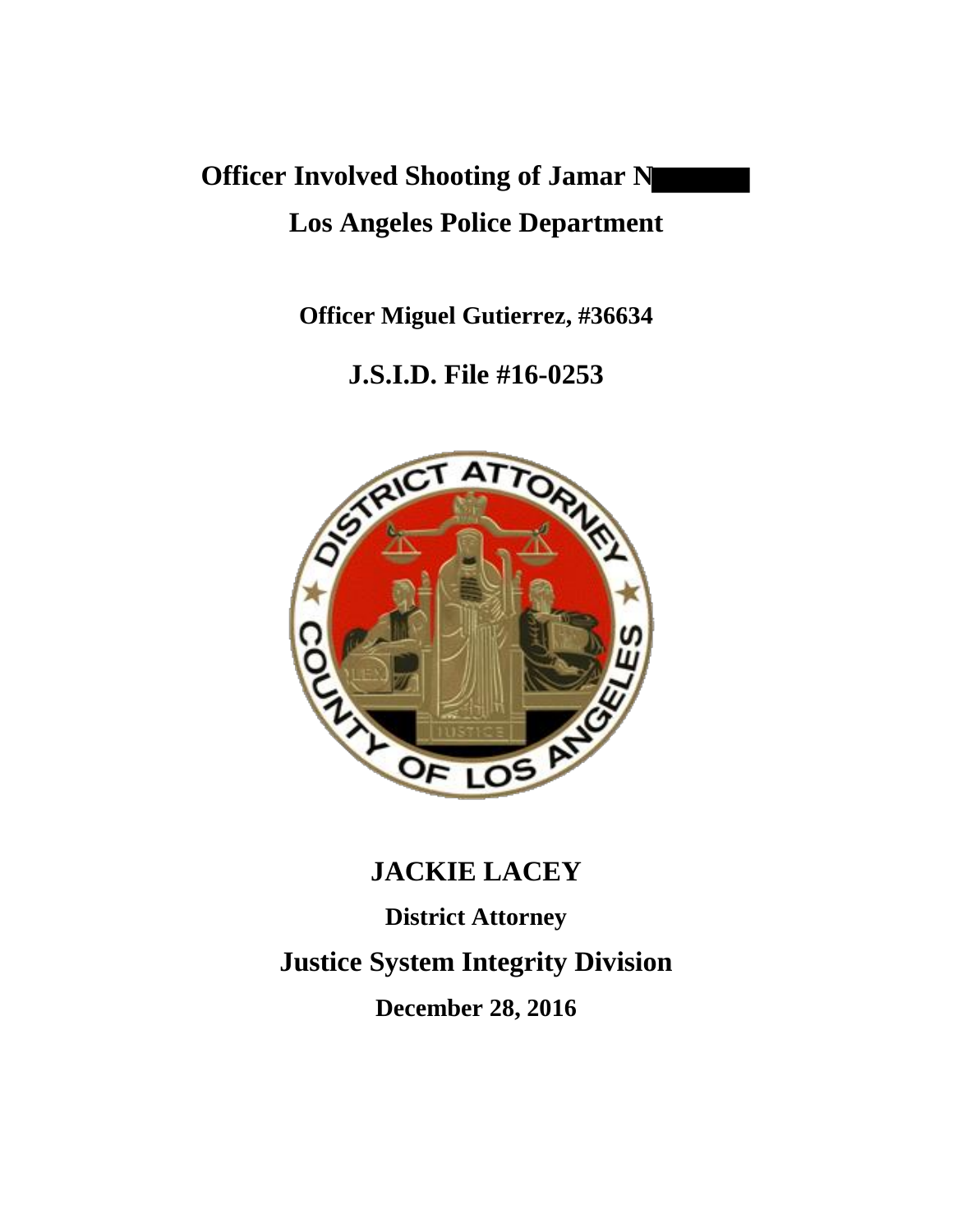# Officer Involved Shooting of Jamar N

## Los Angeles Police Department

**Officer Miguel Gutierrez, #36634**

## J.S.I.D. File #16-0253

## JACKIE LACEY

**District Attorney**

## Justice System Integrity Division

**December 28, 2016**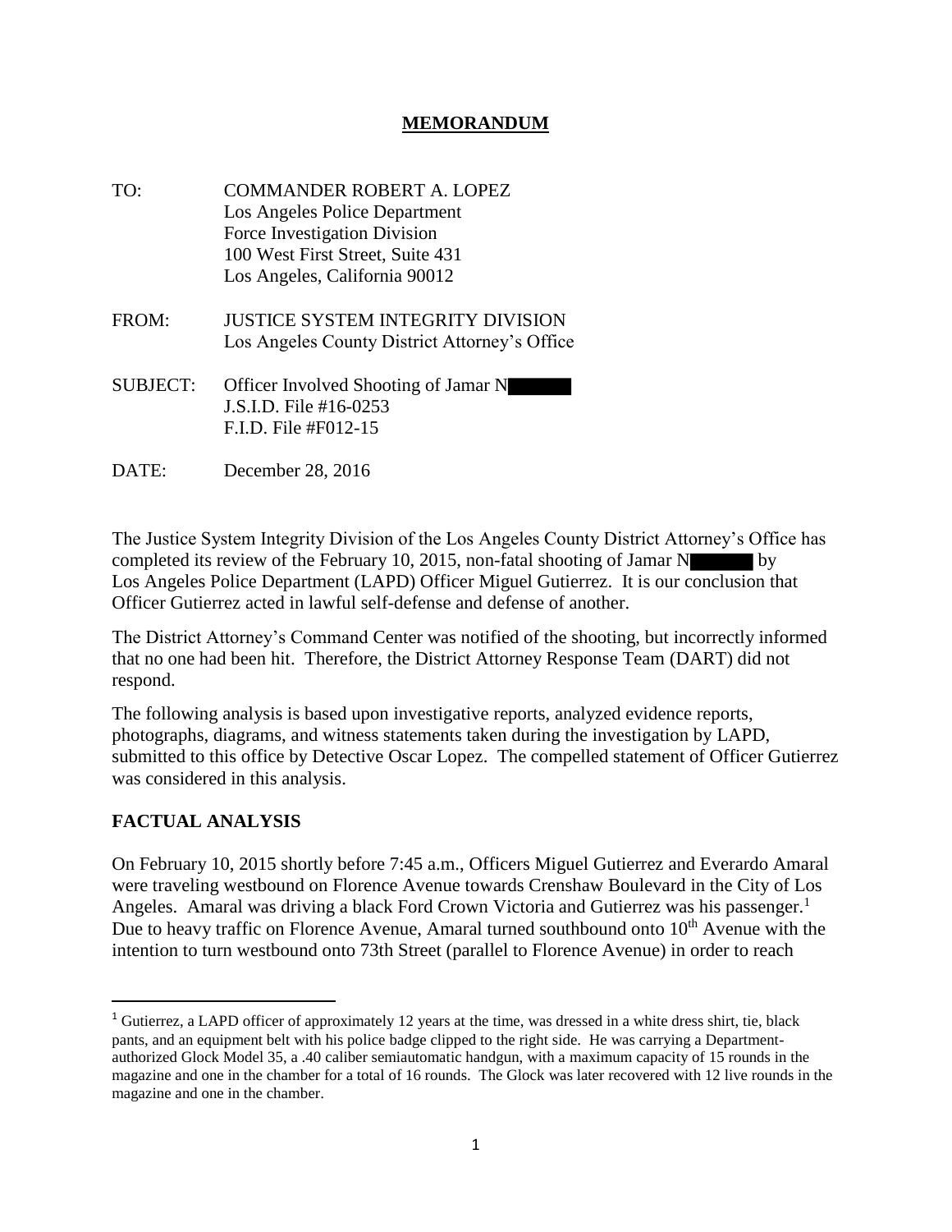# MEMORANDUM

TO: COMMANDER ROBERT A. LOPEZ
Los Angeles Police Department
Force Investigation Division
100 West First Street, Suite 431
Los Angeles, California 90012

FROM: JUSTICE SYSTEM INTEGRITY DIVISION
Los Angeles County District Attorney's Office

SUBJECT: Officer Involved Shooting of Jamar N█████
J.S.I.D. File #16-0253
F.I.D. File #F012-15

DATE: December 28, 2016

The Justice System Integrity Division of the Los Angeles County District Attorney's Office has completed its review of the February 10, 2015, non-fatal shooting of Jamar N█████ by Los Angeles Police Department (LAPD) Officer Miguel Gutierrez. It is our conclusion that Officer Gutierrez acted in lawful self-defense and defense of another.

The District Attorney's Command Center was notified of the shooting, but incorrectly informed that no one had been hit. Therefore, the District Attorney Response Team (DART) did not respond.

The following analysis is based upon investigative reports, analyzed evidence reports, photographs, diagrams, and witness statements taken during the investigation by LAPD, submitted to this office by Detective Oscar Lopez. The compelled statement of Officer Gutierrez was considered in this analysis.

## FACTUAL ANALYSIS

On February 10, 2015 shortly before 7:45 a.m., Officers Miguel Gutierrez and Everardo Amaral were traveling westbound on Florence Avenue towards Crenshaw Boulevard in the City of Los Angeles. Amaral was driving a black Ford Crown Victoria and Gutierrez was his passenger.[1] Due to heavy traffic on Florence Avenue, Amaral turned southbound onto 10th Avenue with the intention to turn westbound onto 73th Street (parallel to Florence Avenue) in order to reach

---

[1] Gutierrez, a LAPD officer of approximately 12 years at the time, was dressed in a white dress shirt, tie, black pants, and an equipment belt with his police badge clipped to the right side. He was carrying a Department-authorized Glock Model 35, a .40 caliber semiautomatic handgun, with a maximum capacity of 15 rounds in the magazine and one in the chamber for a total of 16 rounds. The Glock was later recovered with 12 live rounds in the magazine and one in the chamber.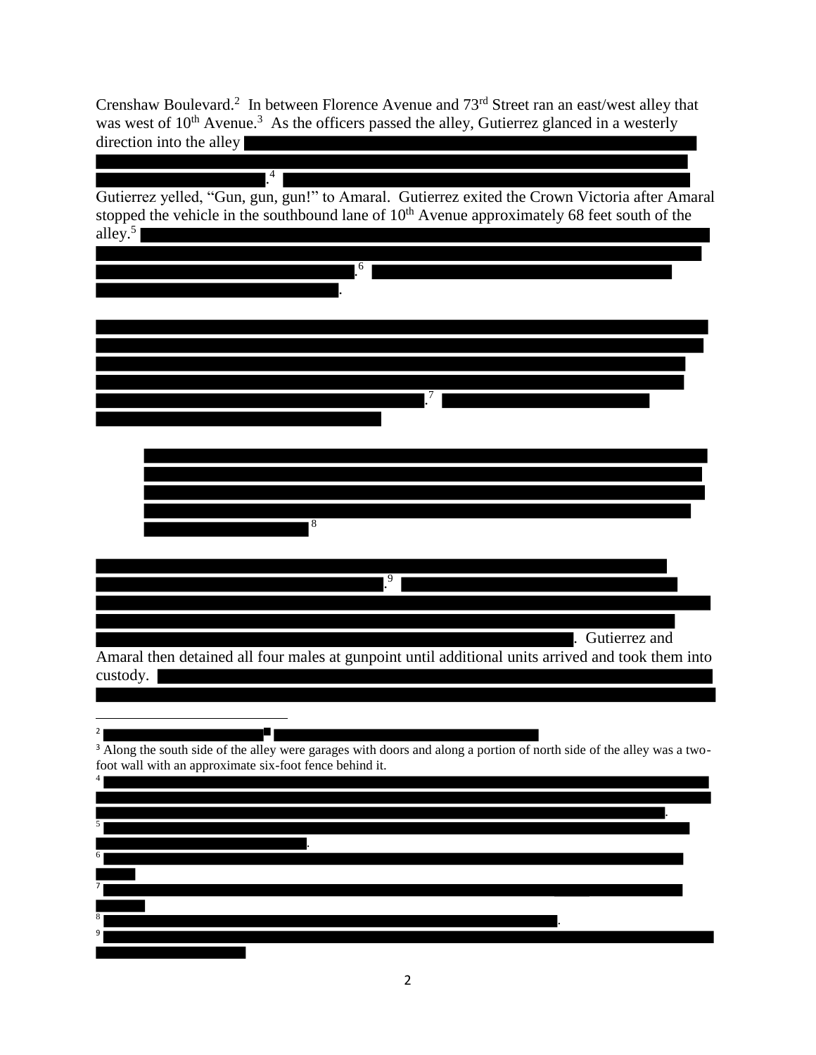Crenshaw Boulevard.[2] In between Florence Avenue and 73rd Street ran an east/west alley that was west of 10th Avenue.[3] As the officers passed the alley, Gutierrez glanced in a westerly direction into the alley ██████████.[4] ██████████

Gutierrez yelled, "Gun, gun, gun!" to Amaral. Gutierrez exited the Crown Victoria after Amaral stopped the vehicle in the southbound lane of 10th Avenue approximately 68 feet south of the alley.[5] ██████████.[6] ██████████.

██████████.[7] ██████████

> ██████████[8]

██████████.[9] ██████████. Gutierrez and Amaral then detained all four males at gunpoint until additional units arrived and took them into custody. ██████████

---

[2] ██████████

[3] Along the south side of the alley were garages with doors and along a portion of north side of the alley was a two-foot wall with an approximate six-foot fence behind it.

[4] ██████████.

[5] ██████████.

[6] ██████████

[7] ██████████

[8] ██████████.

[9] ██████████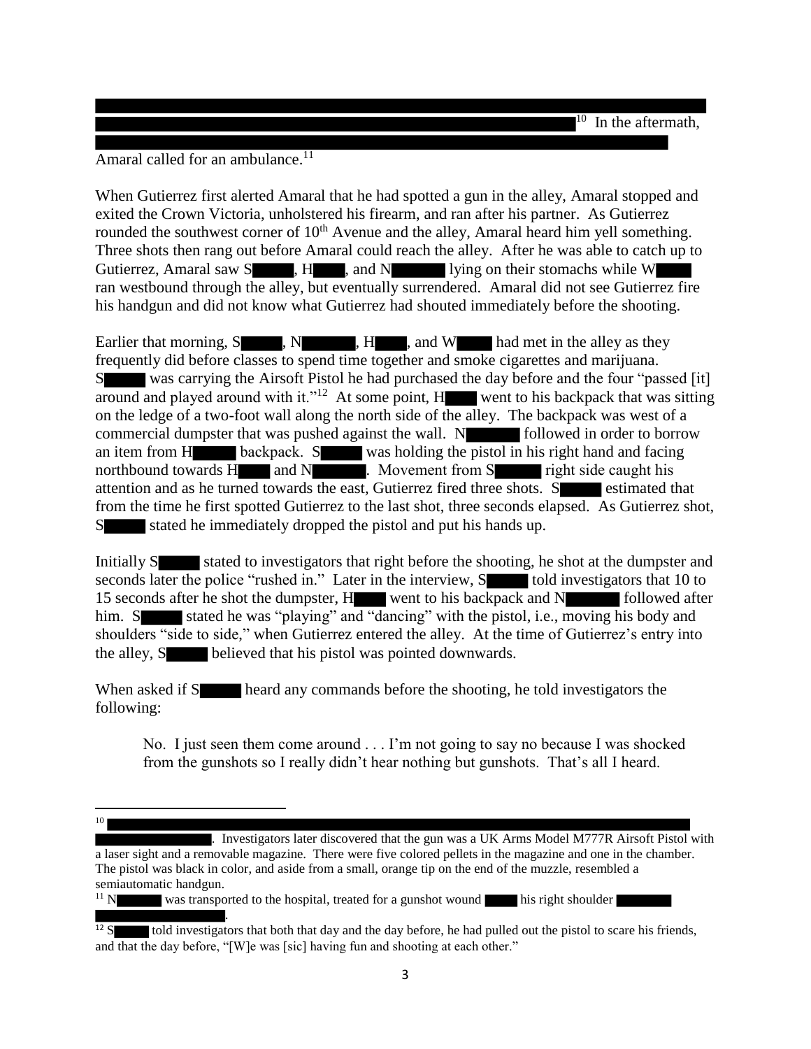[10] In the aftermath,

Amaral called for an ambulance.[11]

When Gutierrez first alerted Amaral that he had spotted a gun in the alley, Amaral stopped and exited the Crown Victoria, unholstered his firearm, and ran after his partner. As Gutierrez rounded the southwest corner of 10th Avenue and the alley, Amaral heard him yell something. Three shots then rang out before Amaral could reach the alley. After he was able to catch up to Gutierrez, Amaral saw S, H, and N lying on their stomachs while W ran westbound through the alley, but eventually surrendered. Amaral did not see Gutierrez fire his handgun and did not know what Gutierrez had shouted immediately before the shooting.

Earlier that morning, S, N, H, and W had met in the alley as they frequently did before classes to spend time together and smoke cigarettes and marijuana. S was carrying the Airsoft Pistol he had purchased the day before and the four "passed [it] around and played around with it."[12] At some point, H went to his backpack that was sitting on the ledge of a two-foot wall along the north side of the alley. The backpack was west of a commercial dumpster that was pushed against the wall. N followed in order to borrow an item from H backpack. S was holding the pistol in his right hand and facing northbound towards H and N. Movement from S right side caught his attention and as he turned towards the east, Gutierrez fired three shots. S estimated that from the time he first spotted Gutierrez to the last shot, three seconds elapsed. As Gutierrez shot, S stated he immediately dropped the pistol and put his hands up.

Initially S stated to investigators that right before the shooting, he shot at the dumpster and seconds later the police "rushed in." Later in the interview, S told investigators that 10 to 15 seconds after he shot the dumpster, H went to his backpack and N followed after him. S stated he was "playing" and "dancing" with the pistol, i.e., moving his body and shoulders "side to side," when Gutierrez entered the alley. At the time of Gutierrez's entry into the alley, S believed that his pistol was pointed downwards.

When asked if S heard any commands before the shooting, he told investigators the following:

> No. I just seen them come around . . . I'm not going to say no because I was shocked from the gunshots so I really didn't hear nothing but gunshots. That's all I heard.

---

[10] . Investigators later discovered that the gun was a UK Arms Model M777R Airsoft Pistol with a laser sight and a removable magazine. There were five colored pellets in the magazine and one in the chamber. The pistol was black in color, and aside from a small, orange tip on the end of the muzzle, resembled a semiautomatic handgun.

[11] N was transported to the hospital, treated for a gunshot wound his right shoulder .

[12] S told investigators that both that day and the day before, he had pulled out the pistol to scare his friends, and that the day before, "[W]e was [sic] having fun and shooting at each other."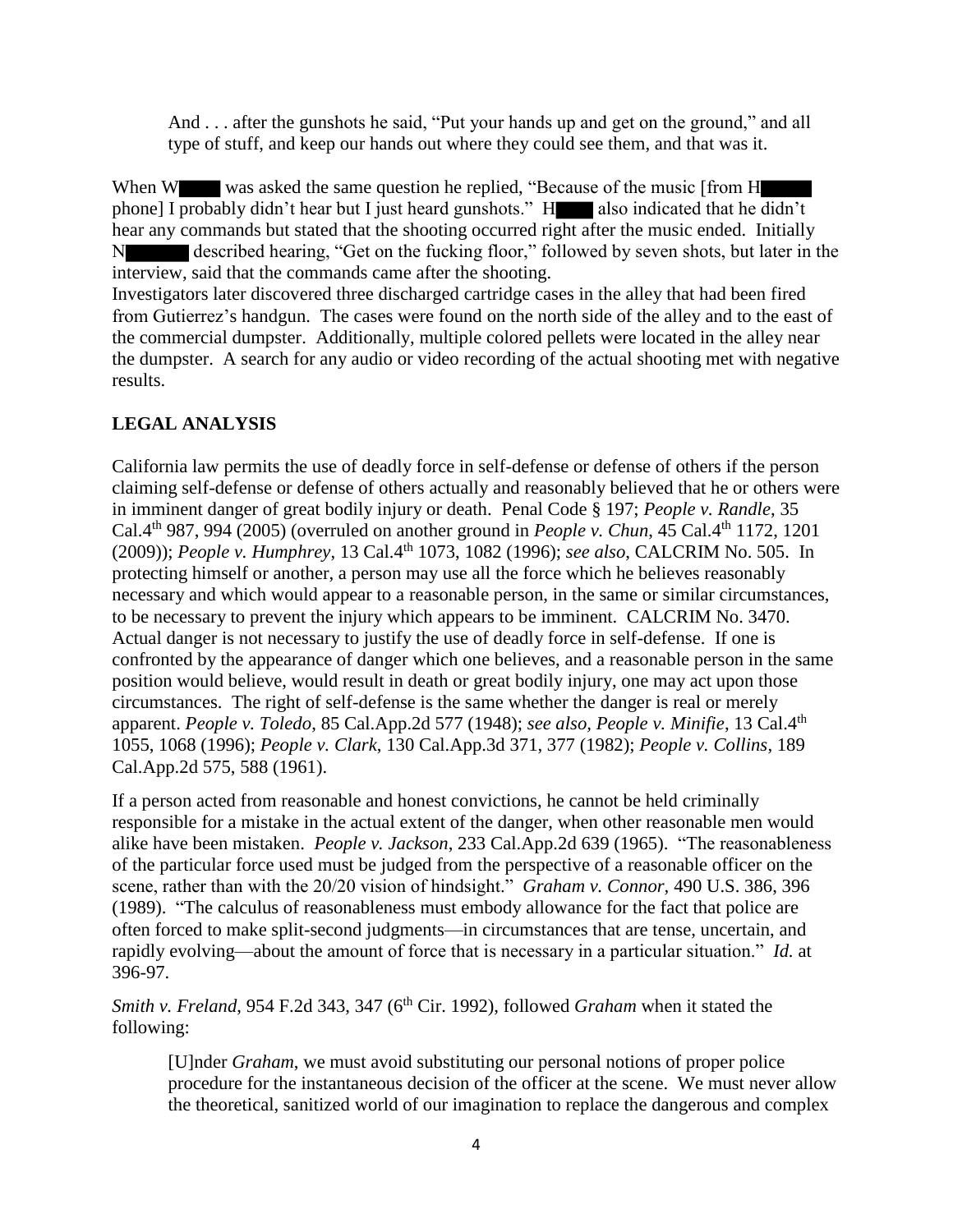> And . . . after the gunshots he said, "Put your hands up and get on the ground," and all type of stuff, and keep our hands out where they could see them, and that was it.

When W████ was asked the same question he replied, "Because of the music [from H█████ phone] I probably didn't hear but I just heard gunshots." H████ also indicated that he didn't hear any commands but stated that the shooting occurred right after the music ended. Initially N██████ described hearing, "Get on the fucking floor," followed by seven shots, but later in the interview, said that the commands came after the shooting.

Investigators later discovered three discharged cartridge cases in the alley that had been fired from Gutierrez's handgun. The cases were found on the north side of the alley and to the east of the commercial dumpster. Additionally, multiple colored pellets were located in the alley near the dumpster. A search for any audio or video recording of the actual shooting met with negative results.

## LEGAL ANALYSIS

California law permits the use of deadly force in self-defense or defense of others if the person claiming self-defense or defense of others actually and reasonably believed that he or others were in imminent danger of great bodily injury or death. Penal Code § 197; *People v. Randle*, 35 Cal.4th 987, 994 (2005) (overruled on another ground in *People v. Chun*, 45 Cal.4th 1172, 1201 (2009)); *People v. Humphrey*, 13 Cal.4th 1073, 1082 (1996); *see also*, CALCRIM No. 505. In protecting himself or another, a person may use all the force which he believes reasonably necessary and which would appear to a reasonable person, in the same or similar circumstances, to be necessary to prevent the injury which appears to be imminent. CALCRIM No. 3470. Actual danger is not necessary to justify the use of deadly force in self-defense. If one is confronted by the appearance of danger which one believes, and a reasonable person in the same position would believe, would result in death or great bodily injury, one may act upon those circumstances. The right of self-defense is the same whether the danger is real or merely apparent. *People v. Toledo*, 85 Cal.App.2d 577 (1948); *see also, People v. Minifie*, 13 Cal.4th 1055, 1068 (1996); *People v. Clark*, 130 Cal.App.3d 371, 377 (1982); *People v. Collins*, 189 Cal.App.2d 575, 588 (1961).

If a person acted from reasonable and honest convictions, he cannot be held criminally responsible for a mistake in the actual extent of the danger, when other reasonable men would alike have been mistaken. *People v. Jackson*, 233 Cal.App.2d 639 (1965). "The reasonableness of the particular force used must be judged from the perspective of a reasonable officer on the scene, rather than with the 20/20 vision of hindsight." *Graham v. Connor,* 490 U.S. 386, 396 (1989). "The calculus of reasonableness must embody allowance for the fact that police are often forced to make split-second judgments—in circumstances that are tense, uncertain, and rapidly evolving—about the amount of force that is necessary in a particular situation." *Id.* at 396-97.

*Smith v. Freland*, 954 F.2d 343, 347 (6th Cir. 1992), followed *Graham* when it stated the following:

> [U]nder *Graham*, we must avoid substituting our personal notions of proper police procedure for the instantaneous decision of the officer at the scene. We must never allow the theoretical, sanitized world of our imagination to replace the dangerous and complex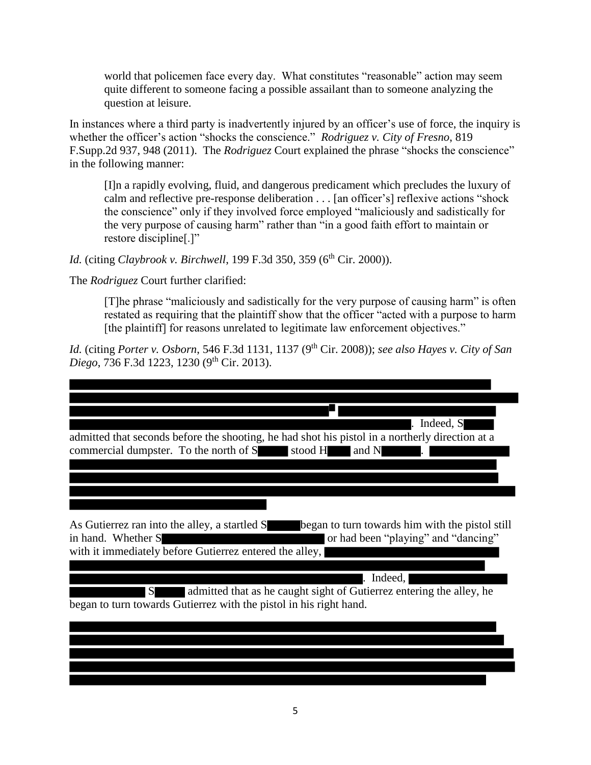world that policemen face every day. What constitutes "reasonable" action may seem quite different to someone facing a possible assailant than to someone analyzing the question at leisure.

In instances where a third party is inadvertently injured by an officer's use of force, the inquiry is whether the officer's action "shocks the conscience." *Rodriguez v. City of Fresno*, 819 F.Supp.2d 937, 948 (2011). The *Rodriguez* Court explained the phrase "shocks the conscience" in the following manner:

> [I]n a rapidly evolving, fluid, and dangerous predicament which precludes the luxury of calm and reflective pre-response deliberation . . . [an officer's] reflexive actions "shock the conscience" only if they involved force employed "maliciously and sadistically for the very purpose of causing harm" rather than "in a good faith effort to maintain or restore discipline[.]"

*Id.* (citing *Claybrook v. Birchwell*, 199 F.3d 350, 359 (6th Cir. 2000)).

The *Rodriguez* Court further clarified:

> [T]he phrase "maliciously and sadistically for the very purpose of causing harm" is often restated as requiring that the plaintiff show that the officer "acted with a purpose to harm [the plaintiff] for reasons unrelated to legitimate law enforcement objectives."

*Id.* (citing *Porter v. Osborn*, 546 F.3d 1131, 1137 (9th Cir. 2008)); *see also Hayes v. City of San Diego*, 736 F.3d 1223, 1230 (9th Cir. 2013).

[REDACTED] . Indeed, S[REDACTED] admitted that seconds before the shooting, he had shot his pistol in a northerly direction at a commercial dumpster. To the north of S[REDACTED] stood H[REDACTED] and N[REDACTED]. [REDACTED]

As Gutierrez ran into the alley, a startled S[REDACTED] began to turn towards him with the pistol still in hand. Whether S[REDACTED] or had been "playing" and "dancing" with it immediately before Gutierrez entered the alley, [REDACTED]. Indeed, [REDACTED] S[REDACTED] admitted that as he caught sight of Gutierrez entering the alley, he began to turn towards Gutierrez with the pistol in his right hand.

[REDACTED]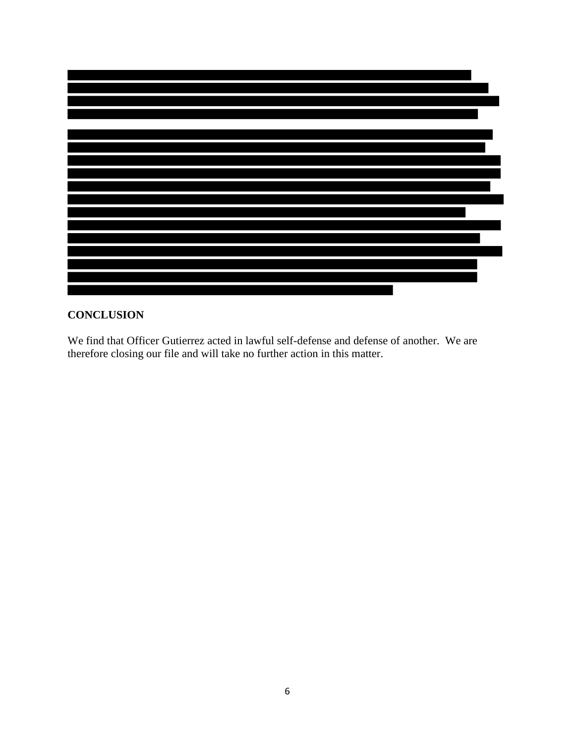## CONCLUSION

We find that Officer Gutierrez acted in lawful self-defense and defense of another. We are therefore closing our file and will take no further action in this matter.